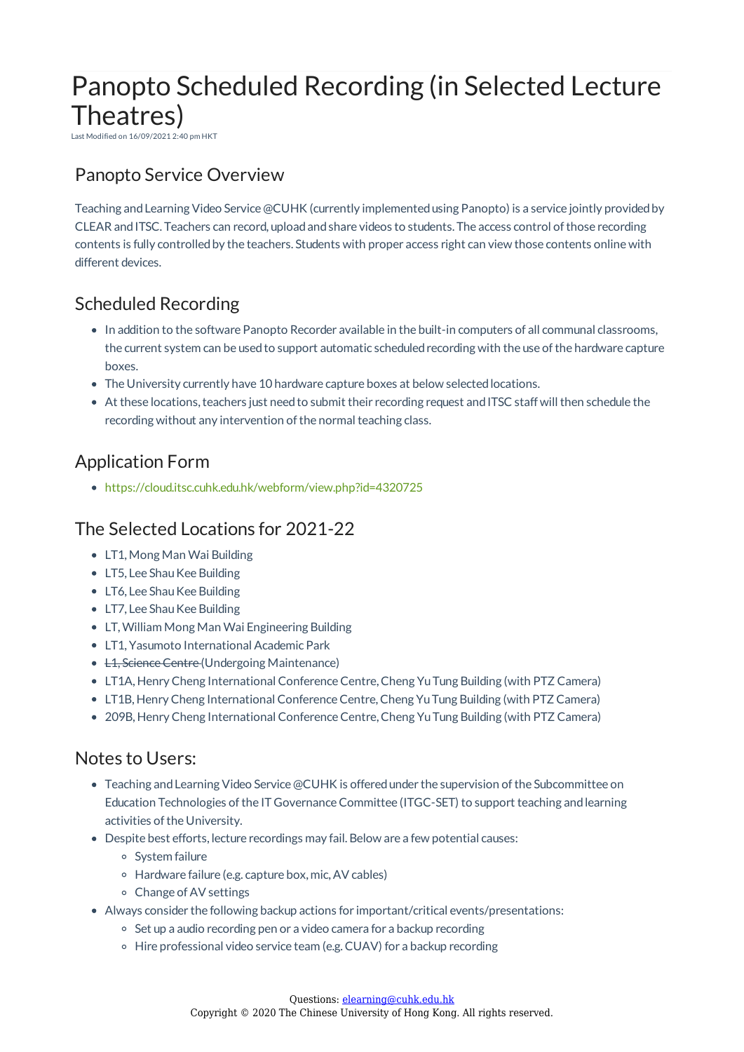# Panopto Scheduled Recording (in Selected Lecture Theatres)

Last Modified on 16/09/2021 2:40 pm HKT

## Panopto Service Overview

Teaching and Learning Video Service @CUHK (currently implemented using Panopto) is a service jointly provided by CLEAR and ITSC. Teachers can record, upload and share videos to students. The access control of those recording contents is fully controlled by the teachers. Students with proper access right can view those contents online with different devices.

## Scheduled Recording

- In addition to the software Panopto Recorder available in the built-in computers of all communal classrooms, the current system can be used to support automatic scheduled recording with the use of the hardware capture boxes.
- The University currently have 10 hardware capture boxes at below selected locations.
- At these locations, teachers just need to submit their recording request and ITSC staff will then schedule the recording without any intervention of the normal teaching class.

## Application Form

- https://cloud.itsc.cuhk.edu.hk/webform/view.php?id=4320725

## The Selected Locations for 2021-22

- LT1, Mong Man Wai Building
- LT5, Lee Shau Kee Building
- LT6, Lee Shau Kee Building
- LT7, Lee Shau Kee Building
- LT, William Mong Man Wai Engineering Building
- LT1, Yasumoto International Academic Park
- ~~L1, Science Centre~~ (Undergoing Maintenance)
- LT1A, Henry Cheng International Conference Centre, Cheng Yu Tung Building (with PTZ Camera)
- LT1B, Henry Cheng International Conference Centre, Cheng Yu Tung Building (with PTZ Camera)
- 209B, Henry Cheng International Conference Centre, Cheng Yu Tung Building (with PTZ Camera)

## Notes to Users:

- Teaching and Learning Video Service @CUHK is offered under the supervision of the Subcommittee on Education Technologies of the IT Governance Committee (ITGC-SET) to support teaching and learning activities of the University.
- Despite best efforts, lecture recordings may fail. Below are a few potential causes:
  - System failure
  - Hardware failure (e.g. capture box, mic, AV cables)
  - Change of AV settings
- Always consider the following backup actions for important/critical events/presentations:
  - Set up a audio recording pen or a video camera for a backup recording
  - Hire professional video service team (e.g. CUAV) for a backup recording

Questions: elearning@cuhk.edu.hk
Copyright © 2020 The Chinese University of Hong Kong. All rights reserved.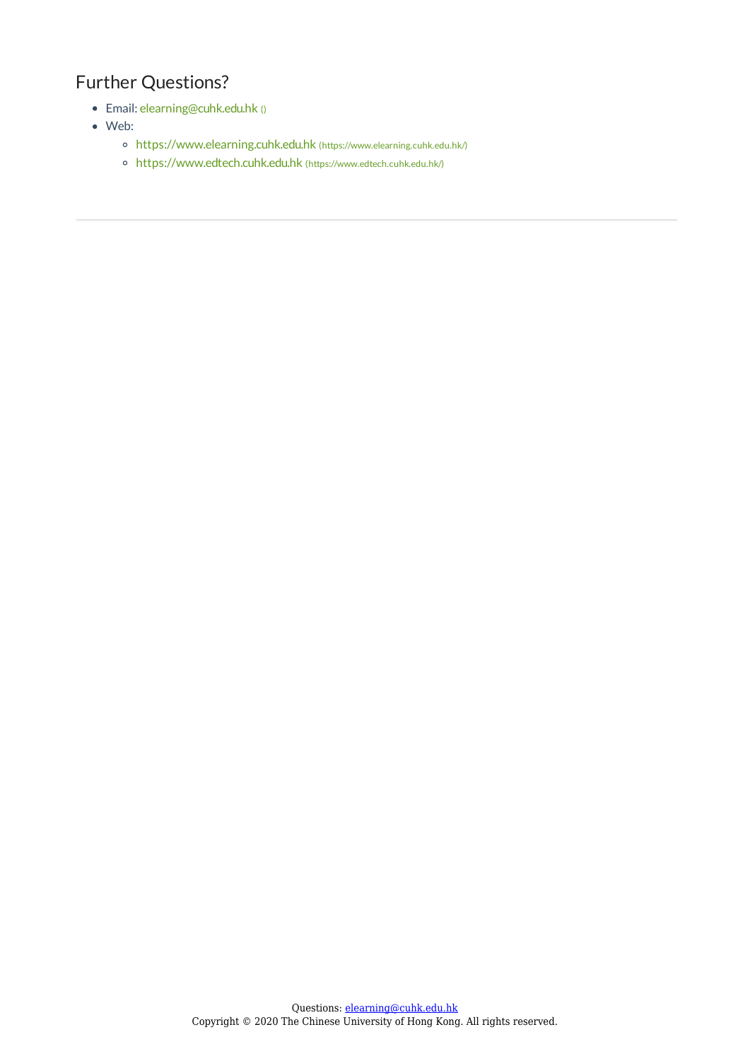## Further Questions?

- Email: elearning@cuhk.edu.hk ()
- Web:
  - https://www.elearning.cuhk.edu.hk (https://www.elearning.cuhk.edu.hk/)
  - https://www.edtech.cuhk.edu.hk (https://www.edtech.cuhk.edu.hk/)

---

Questions: elearning@cuhk.edu.hk
Copyright © 2020 The Chinese University of Hong Kong. All rights reserved.